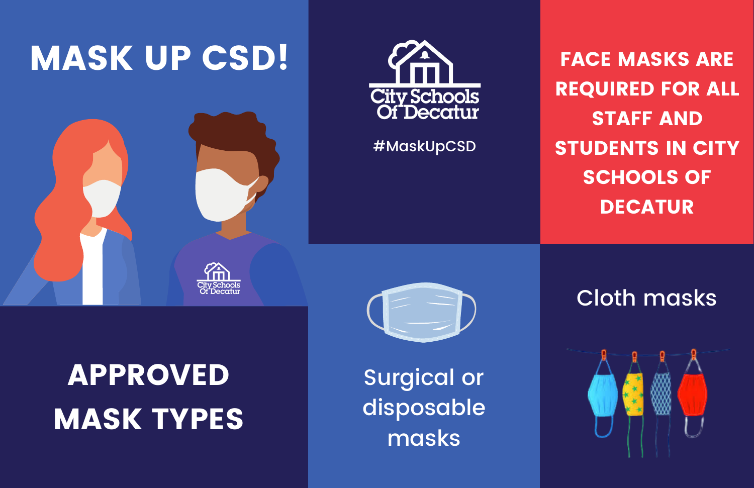# MASK UP CSD!

City Schools Of Decatur

#MaskUpCSD

**FACE MASKS ARE REQUIRED FOR ALL STAFF AND STUDENTS IN CITY SCHOOLS OF DECATUR**

## APPROVED MASK TYPES

Surgical or disposable masks

Cloth masks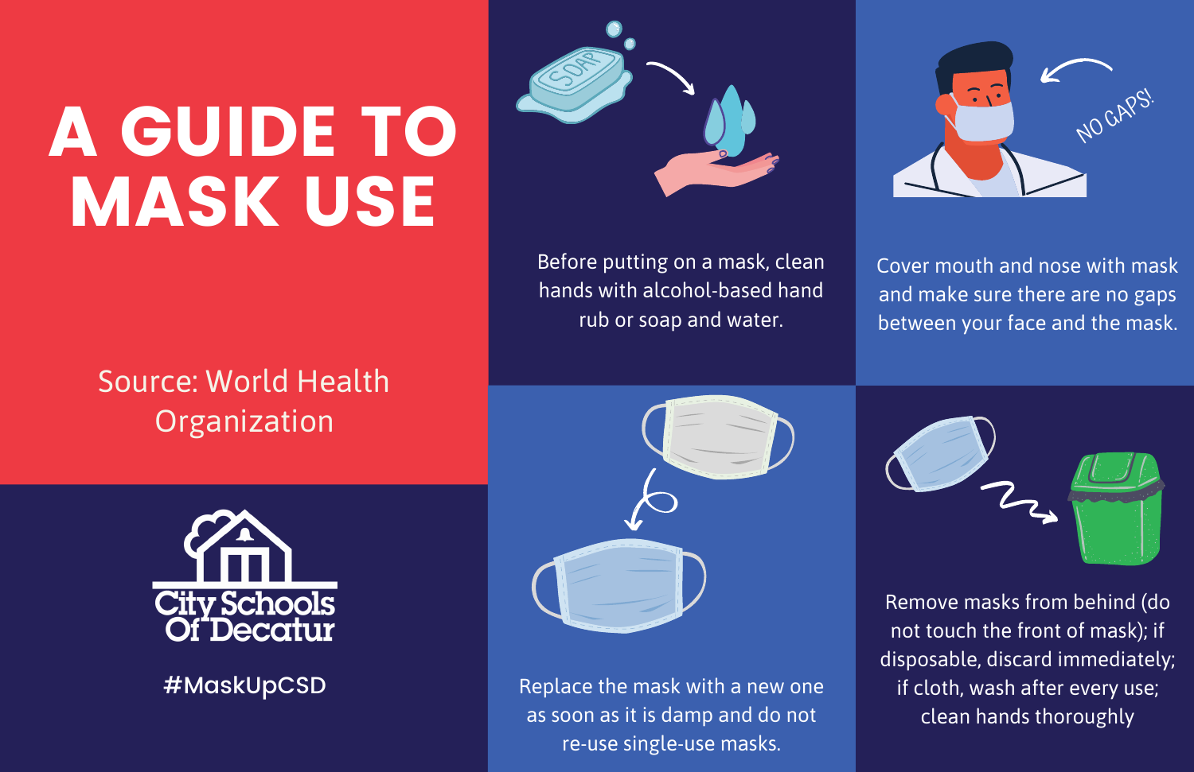# A GUIDE TO MASK USE

Source: World Health Organization

City Schools Of Decatur

#MaskUpCSD

Before putting on a mask, clean hands with alcohol-based hand rub or soap and water.

NO GAPS!

Cover mouth and nose with mask and make sure there are no gaps between your face and the mask.

Replace the mask with a new one as soon as it is damp and do not re-use single-use masks.

Remove masks from behind (do not touch the front of mask); if disposable, discard immediately; if cloth, wash after every use; clean hands thoroughly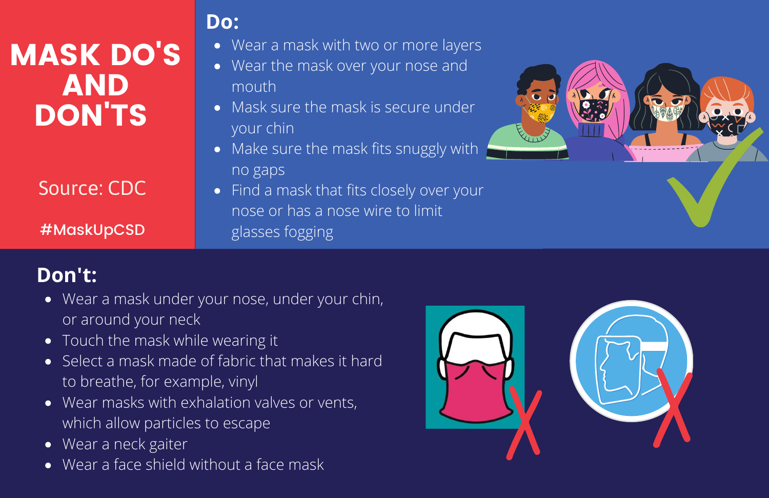# MASK DO'S AND DON'TS

Source: CDC

#MaskUpCSD

## Do:

- Wear a mask with two or more layers
- Wear the mask over your nose and mouth
- Mask sure the mask is secure under your chin
- Make sure the mask fits snuggly with no gaps
- Find a mask that fits closely over your nose or has a nose wire to limit glasses fogging

## Don't:

- Wear a mask under your nose, under your chin, or around your neck
- Touch the mask while wearing it
- Select a mask made of fabric that makes it hard to breathe, for example, vinyl
- Wear masks with exhalation valves or vents, which allow particles to escape
- Wear a neck gaiter
- Wear a face shield without a face mask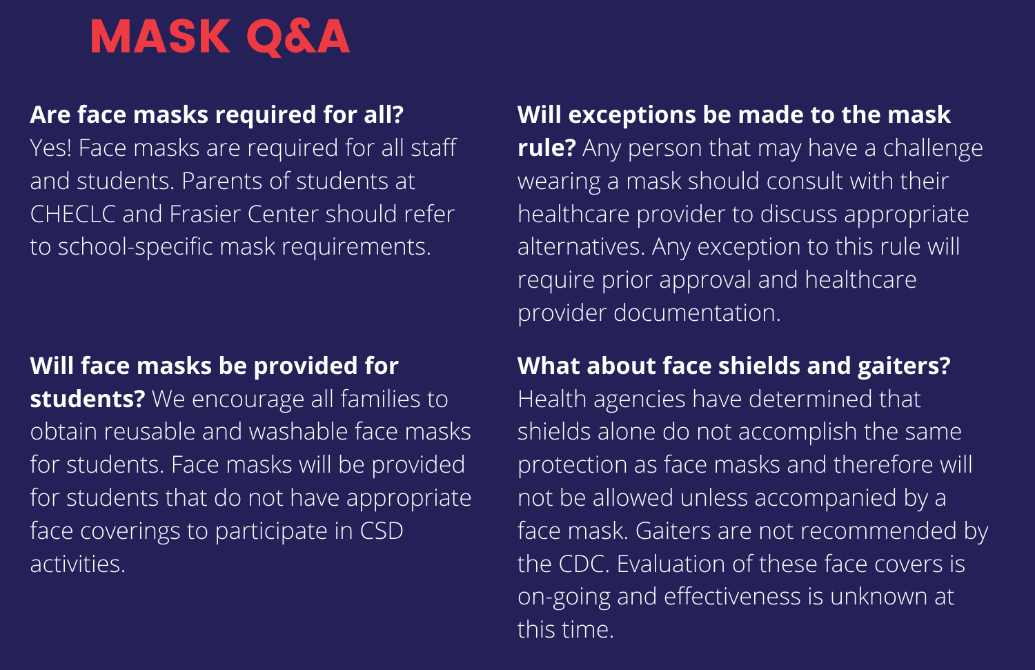# MASK Q&A

**Are face masks required for all?** Yes! Face masks are required for all staff and students. Parents of students at CHECLC and Frasier Center should refer to school-specific mask requirements.

**Will face masks be provided for students?** We encourage all families to obtain reusable and washable face masks for students. Face masks will be provided for students that do not have appropriate face coverings to participate in CSD activities.

**Will exceptions be made to the mask rule?** Any person that may have a challenge wearing a mask should consult with their healthcare provider to discuss appropriate alternatives. Any exception to this rule will require prior approval and healthcare provider documentation.

**What about face shields and gaiters?** Health agencies have determined that shields alone do not accomplish the same protection as face masks and therefore will not be allowed unless accompanied by a face mask. Gaiters are not recommended by the CDC. Evaluation of these face covers is on-going and effectiveness is unknown at this time.